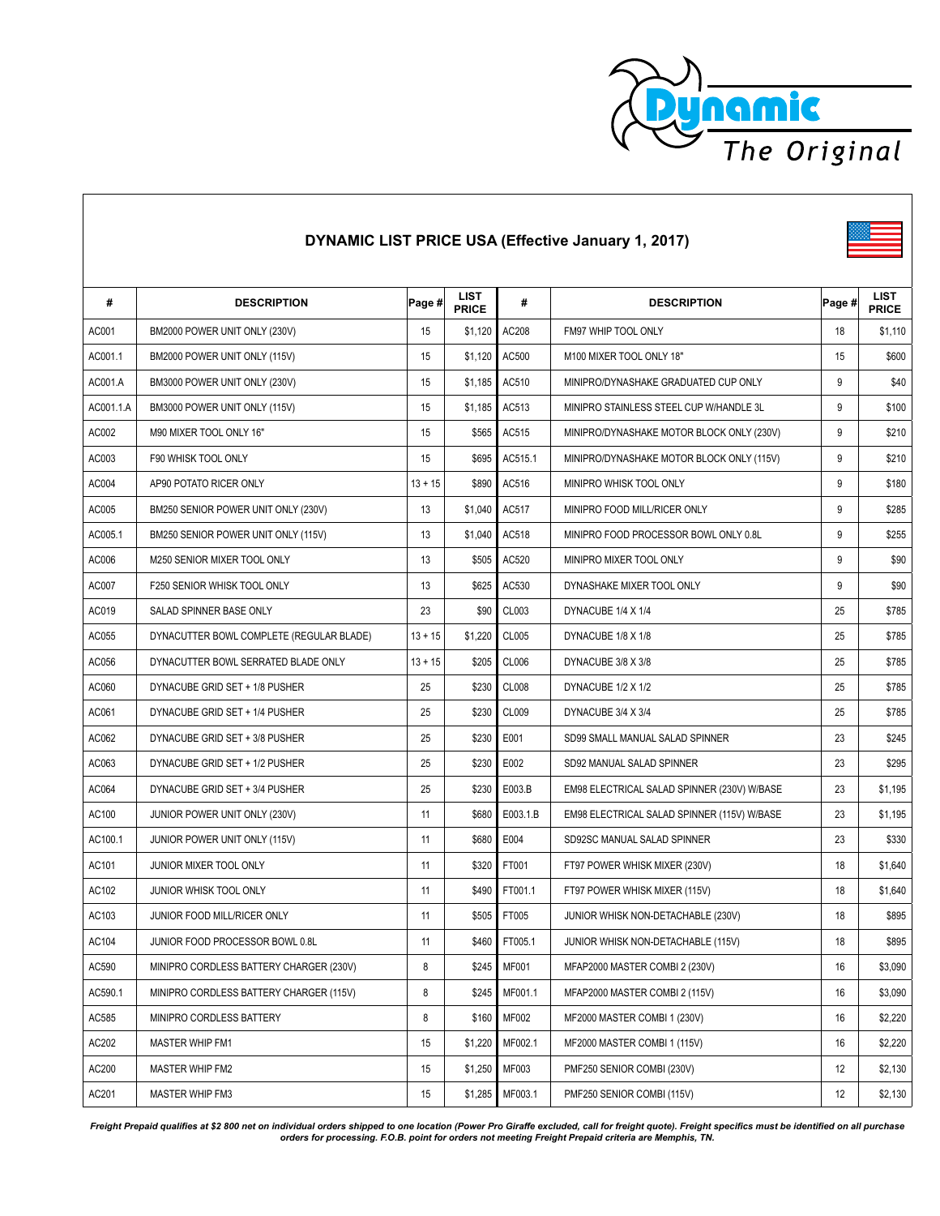Dynamic

The Original

## DYNAMIC LIST PRICE USA (Effective January 1, 2017)

| # | DESCRIPTION | Page # | LIST PRICE | # | DESCRIPTION | Page # | LIST PRICE |
|---|---|---|---|---|---|---|---|
| AC001 | BM2000 POWER UNIT ONLY (230V) | 15 | $1,120 | AC208 | FM97 WHIP TOOL ONLY | 18 | $1,110 |
| AC001.1 | BM2000 POWER UNIT ONLY (115V) | 15 | $1,120 | AC500 | M100 MIXER TOOL ONLY 18" | 15 | $600 |
| AC001.A | BM3000 POWER UNIT ONLY (230V) | 15 | $1,185 | AC510 | MINIPRO/DYNASHAKE GRADUATED CUP ONLY | 9 | $40 |
| AC001.1.A | BM3000 POWER UNIT ONLY (115V) | 15 | $1,185 | AC513 | MINIPRO STAINLESS STEEL CUP W/HANDLE 3L | 9 | $100 |
| AC002 | M90 MIXER TOOL ONLY 16" | 15 | $565 | AC515 | MINIPRO/DYNASHAKE MOTOR BLOCK ONLY (230V) | 9 | $210 |
| AC003 | F90 WHISK TOOL ONLY | 15 | $695 | AC515.1 | MINIPRO/DYNASHAKE MOTOR BLOCK ONLY (115V) | 9 | $210 |
| AC004 | AP90 POTATO RICER ONLY | 13 + 15 | $890 | AC516 | MINIPRO WHISK TOOL ONLY | 9 | $180 |
| AC005 | BM250 SENIOR POWER UNIT ONLY (230V) | 13 | $1,040 | AC517 | MINIPRO FOOD MILL/RICER ONLY | 9 | $285 |
| AC005.1 | BM250 SENIOR POWER UNIT ONLY (115V) | 13 | $1,040 | AC518 | MINIPRO FOOD PROCESSOR BOWL ONLY 0.8L | 9 | $255 |
| AC006 | M250 SENIOR MIXER TOOL ONLY | 13 | $505 | AC520 | MINIPRO MIXER TOOL ONLY | 9 | $90 |
| AC007 | F250 SENIOR WHISK TOOL ONLY | 13 | $625 | AC530 | DYNASHAKE MIXER TOOL ONLY | 9 | $90 |
| AC019 | SALAD SPINNER BASE ONLY | 23 | $90 | CL003 | DYNACUBE 1/4 X 1/4 | 25 | $785 |
| AC055 | DYNACUTTER BOWL COMPLETE (REGULAR BLADE) | 13 + 15 | $1,220 | CL005 | DYNACUBE 1/8 X 1/8 | 25 | $785 |
| AC056 | DYNACUTTER BOWL SERRATED BLADE ONLY | 13 + 15 | $205 | CL006 | DYNACUBE 3/8 X 3/8 | 25 | $785 |
| AC060 | DYNACUBE GRID SET + 1/8 PUSHER | 25 | $230 | CL008 | DYNACUBE 1/2 X 1/2 | 25 | $785 |
| AC061 | DYNACUBE GRID SET + 1/4 PUSHER | 25 | $230 | CL009 | DYNACUBE 3/4 X 3/4 | 25 | $785 |
| AC062 | DYNACUBE GRID SET + 3/8 PUSHER | 25 | $230 | E001 | SD99 SMALL MANUAL SALAD SPINNER | 23 | $245 |
| AC063 | DYNACUBE GRID SET + 1/2 PUSHER | 25 | $230 | E002 | SD92 MANUAL SALAD SPINNER | 23 | $295 |
| AC064 | DYNACUBE GRID SET + 3/4 PUSHER | 25 | $230 | E003.B | EM98 ELECTRICAL SALAD SPINNER (230V) W/BASE | 23 | $1,195 |
| AC100 | JUNIOR POWER UNIT ONLY (230V) | 11 | $680 | E003.1.B | EM98 ELECTRICAL SALAD SPINNER (115V) W/BASE | 23 | $1,195 |
| AC100.1 | JUNIOR POWER UNIT ONLY (115V) | 11 | $680 | E004 | SD92SC MANUAL SALAD SPINNER | 23 | $330 |
| AC101 | JUNIOR MIXER TOOL ONLY | 11 | $320 | FT001 | FT97 POWER WHISK MIXER (230V) | 18 | $1,640 |
| AC102 | JUNIOR WHISK TOOL ONLY | 11 | $490 | FT001.1 | FT97 POWER WHISK MIXER (115V) | 18 | $1,640 |
| AC103 | JUNIOR FOOD MILL/RICER ONLY | 11 | $505 | FT005 | JUNIOR WHISK NON-DETACHABLE (230V) | 18 | $895 |
| AC104 | JUNIOR FOOD PROCESSOR BOWL 0.8L | 11 | $460 | FT005.1 | JUNIOR WHISK NON-DETACHABLE (115V) | 18 | $895 |
| AC590 | MINIPRO CORDLESS BATTERY CHARGER (230V) | 8 | $245 | MF001 | MFAP2000 MASTER COMBI 2 (230V) | 16 | $3,090 |
| AC590.1 | MINIPRO CORDLESS BATTERY CHARGER (115V) | 8 | $245 | MF001.1 | MFAP2000 MASTER COMBI 2 (115V) | 16 | $3,090 |
| AC585 | MINIPRO CORDLESS BATTERY | 8 | $160 | MF002 | MF2000 MASTER COMBI 1 (230V) | 16 | $2,220 |
| AC202 | MASTER WHIP FM1 | 15 | $1,220 | MF002.1 | MF2000 MASTER COMBI 1 (115V) | 16 | $2,220 |
| AC200 | MASTER WHIP FM2 | 15 | $1,250 | MF003 | PMF250 SENIOR COMBI (230V) | 12 | $2,130 |
| AC201 | MASTER WHIP FM3 | 15 | $1,285 | MF003.1 | PMF250 SENIOR COMBI (115V) | 12 | $2,130 |

***Freight Prepaid qualifies at $2 800 net on individual orders shipped to one location (Power Pro Giraffe excluded, call for freight quote). Freight specifics must be identified on all purchase orders for processing. F.O.B. point for orders not meeting Freight Prepaid criteria are Memphis, TN.***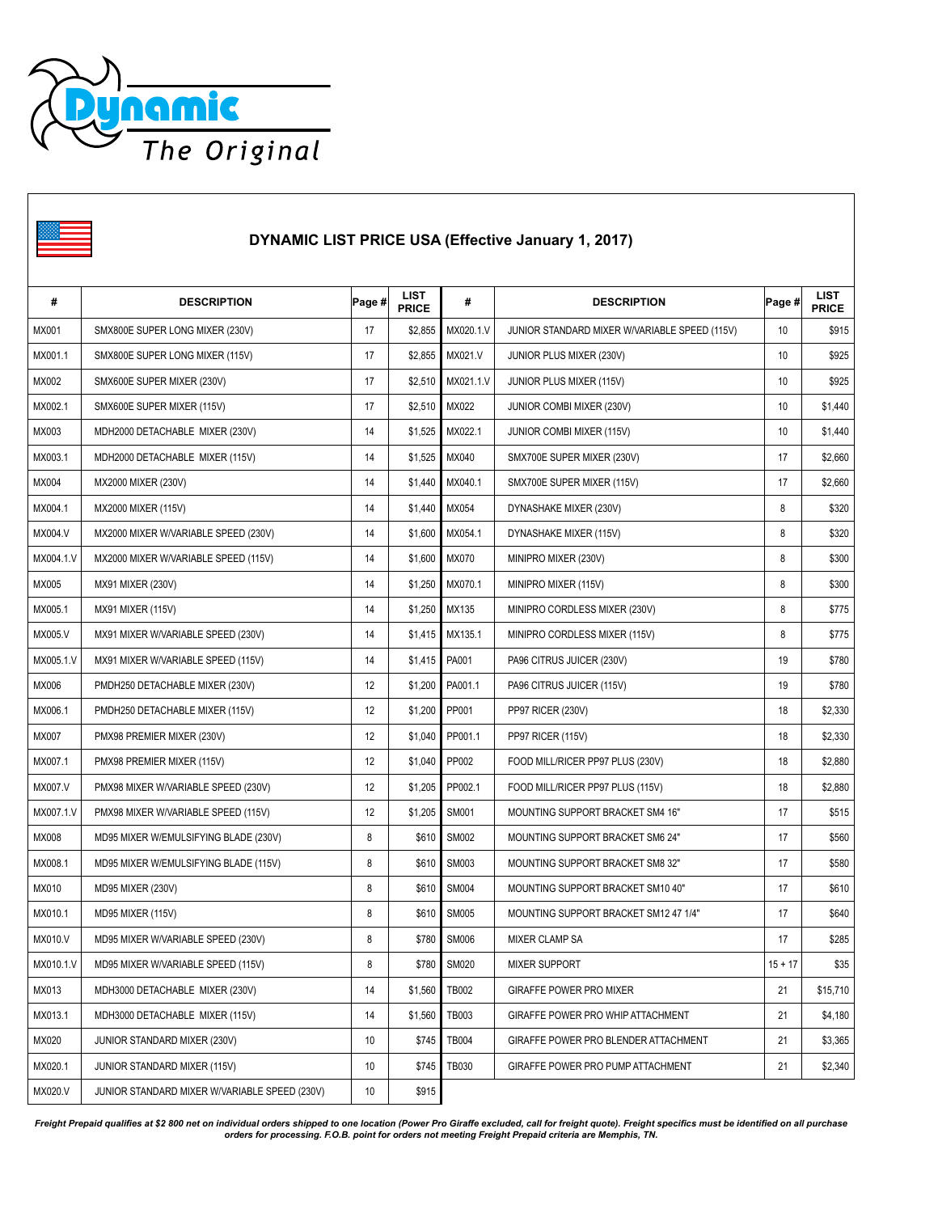Dynamic

The Original

## DYNAMIC LIST PRICE USA (Effective January 1, 2017)

| # | DESCRIPTION | Page # | LIST PRICE | # | DESCRIPTION | Page # | LIST PRICE |
|---|---|---|---|---|---|---|---|
| MX001 | SMX800E SUPER LONG MIXER (230V) | 17 | $2,855 | MX020.1.V | JUNIOR STANDARD MIXER W/VARIABLE SPEED (115V) | 10 | $915 |
| MX001.1 | SMX800E SUPER LONG MIXER (115V) | 17 | $2,855 | MX021.V | JUNIOR PLUS MIXER (230V) | 10 | $925 |
| MX002 | SMX600E SUPER MIXER (230V) | 17 | $2,510 | MX021.1.V | JUNIOR PLUS MIXER (115V) | 10 | $925 |
| MX002.1 | SMX600E SUPER MIXER (115V) | 17 | $2,510 | MX022 | JUNIOR COMBI MIXER (230V) | 10 | $1,440 |
| MX003 | MDH2000 DETACHABLE MIXER (230V) | 14 | $1,525 | MX022.1 | JUNIOR COMBI MIXER (115V) | 10 | $1,440 |
| MX003.1 | MDH2000 DETACHABLE MIXER (115V) | 14 | $1,525 | MX040 | SMX700E SUPER MIXER (230V) | 17 | $2,660 |
| MX004 | MX2000 MIXER (230V) | 14 | $1,440 | MX040.1 | SMX700E SUPER MIXER (115V) | 17 | $2,660 |
| MX004.1 | MX2000 MIXER (115V) | 14 | $1,440 | MX054 | DYNASHAKE MIXER (230V) | 8 | $320 |
| MX004.V | MX2000 MIXER W/VARIABLE SPEED (230V) | 14 | $1,600 | MX054.1 | DYNASHAKE MIXER (115V) | 8 | $320 |
| MX004.1.V | MX2000 MIXER W/VARIABLE SPEED (115V) | 14 | $1,600 | MX070 | MINIPRO MIXER (230V) | 8 | $300 |
| MX005 | MX91 MIXER (230V) | 14 | $1,250 | MX070.1 | MINIPRO MIXER (115V) | 8 | $300 |
| MX005.1 | MX91 MIXER (115V) | 14 | $1,250 | MX135 | MINIPRO CORDLESS MIXER (230V) | 8 | $775 |
| MX005.V | MX91 MIXER W/VARIABLE SPEED (230V) | 14 | $1,415 | MX135.1 | MINIPRO CORDLESS MIXER (115V) | 8 | $775 |
| MX005.1.V | MX91 MIXER W/VARIABLE SPEED (115V) | 14 | $1,415 | PA001 | PA96 CITRUS JUICER (230V) | 19 | $780 |
| MX006 | PMDH250 DETACHABLE MIXER (230V) | 12 | $1,200 | PA001.1 | PA96 CITRUS JUICER (115V) | 19 | $780 |
| MX006.1 | PMDH250 DETACHABLE MIXER (115V) | 12 | $1,200 | PP001 | PP97 RICER (230V) | 18 | $2,330 |
| MX007 | PMX98 PREMIER MIXER (230V) | 12 | $1,040 | PP001.1 | PP97 RICER (115V) | 18 | $2,330 |
| MX007.1 | PMX98 PREMIER MIXER (115V) | 12 | $1,040 | PP002 | FOOD MILL/RICER PP97 PLUS (230V) | 18 | $2,880 |
| MX007.V | PMX98 MIXER W/VARIABLE SPEED (230V) | 12 | $1,205 | PP002.1 | FOOD MILL/RICER PP97 PLUS (115V) | 18 | $2,880 |
| MX007.1.V | PMX98 MIXER W/VARIABLE SPEED (115V) | 12 | $1,205 | SM001 | MOUNTING SUPPORT BRACKET SM4 16" | 17 | $515 |
| MX008 | MD95 MIXER W/EMULSIFYING BLADE (230V) | 8 | $610 | SM002 | MOUNTING SUPPORT BRACKET SM6 24" | 17 | $560 |
| MX008.1 | MD95 MIXER W/EMULSIFYING BLADE (115V) | 8 | $610 | SM003 | MOUNTING SUPPORT BRACKET SM8 32" | 17 | $580 |
| MX010 | MD95 MIXER (230V) | 8 | $610 | SM004 | MOUNTING SUPPORT BRACKET SM10 40" | 17 | $610 |
| MX010.1 | MD95 MIXER (115V) | 8 | $610 | SM005 | MOUNTING SUPPORT BRACKET SM12 47 1/4" | 17 | $640 |
| MX010.V | MD95 MIXER W/VARIABLE SPEED (230V) | 8 | $780 | SM006 | MIXER CLAMP SA | 17 | $285 |
| MX010.1.V | MD95 MIXER W/VARIABLE SPEED (115V) | 8 | $780 | SM020 | MIXER SUPPORT | 15 + 17 | $35 |
| MX013 | MDH3000 DETACHABLE MIXER (230V) | 14 | $1,560 | TB002 | GIRAFFE POWER PRO MIXER | 21 | $15,710 |
| MX013.1 | MDH3000 DETACHABLE MIXER (115V) | 14 | $1,560 | TB003 | GIRAFFE POWER PRO WHIP ATTACHMENT | 21 | $4,180 |
| MX020 | JUNIOR STANDARD MIXER (230V) | 10 | $745 | TB004 | GIRAFFE POWER PRO BLENDER ATTACHMENT | 21 | $3,365 |
| MX020.1 | JUNIOR STANDARD MIXER (115V) | 10 | $745 | TB030 | GIRAFFE POWER PRO PUMP ATTACHMENT | 21 | $2,340 |
| MX020.V | JUNIOR STANDARD MIXER W/VARIABLE SPEED (230V) | 10 | $915 | | | | |

*Freight Prepaid qualifies at $2 800 net on individual orders shipped to one location (Power Pro Giraffe excluded, call for freight quote). Freight specifics must be identified on all purchase orders for processing. F.O.B. point for orders not meeting Freight Prepaid criteria are Memphis, TN.*